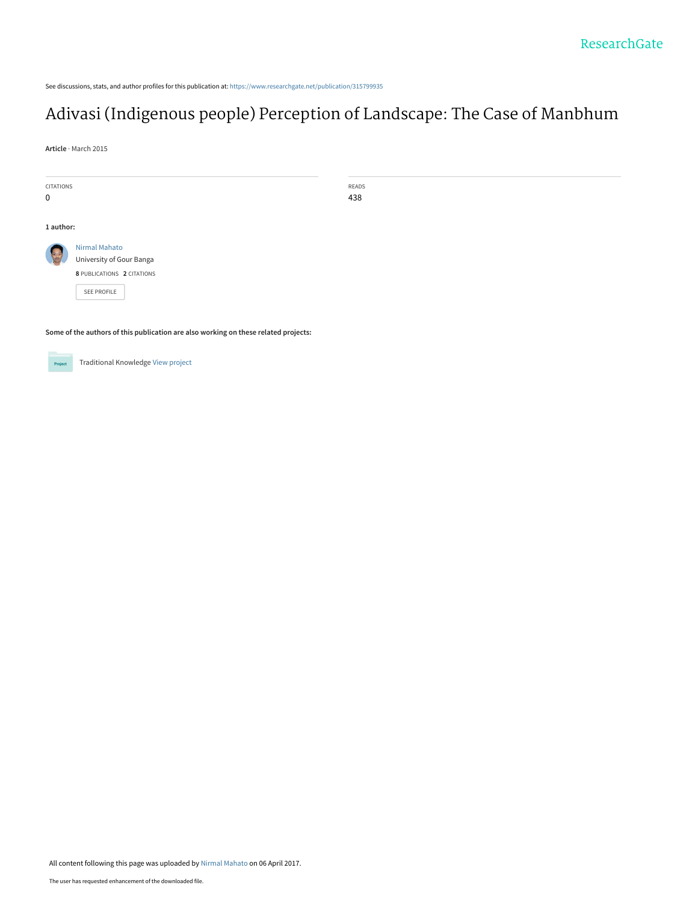See discussions, stats, and author profiles for this publication at: https://www.researchgate.net/publication/315799935

# Adivasi (Indigenous people) Perception of Landscape: The Case of Manbhum

**Article** · March 2015

| CITATIONS | READS |
| --- | --- |
| 0 | 438 |

**1 author:**

Nirmal Mahato
University of Gour Banga
**8** PUBLICATIONS **2** CITATIONS

SEE PROFILE

**Some of the authors of this publication are also working on these related projects:**

Traditional Knowledge View project

All content following this page was uploaded by Nirmal Mahato on 06 April 2017.

The user has requested enhancement of the downloaded file.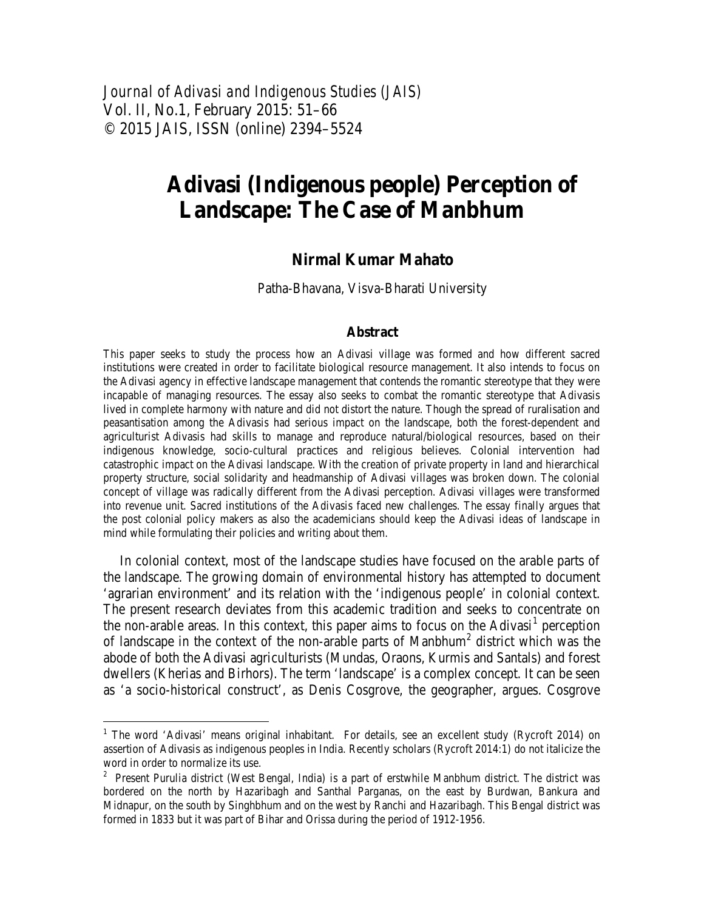# Adivasi (Indigenous people) Perception of Landscape: The Case of Manbhum

**Nirmal Kumar Mahato**

Patha-Bhavana, Visva-Bharati University

### Abstract

This paper seeks to study the process how an Adivasi village was formed and how different sacred institutions were created in order to facilitate biological resource management. It also intends to focus on the Adivasi agency in effective landscape management that contends the romantic stereotype that they were incapable of managing resources. The essay also seeks to combat the romantic stereotype that Adivasis lived in complete harmony with nature and did not distort the nature. Though the spread of ruralisation and peasantisation among the Adivasis had serious impact on the landscape, both the forest-dependent and agriculturist Adivasis had skills to manage and reproduce natural/biological resources, based on their indigenous knowledge, socio-cultural practices and religious believes. Colonial intervention had catastrophic impact on the Adivasi landscape. With the creation of private property in land and hierarchical property structure, social solidarity and headmanship of Adivasi villages was broken down. The colonial concept of village was radically different from the Adivasi perception. Adivasi villages were transformed into revenue unit. Sacred institutions of the Adivasis faced new challenges. The essay finally argues that the post colonial policy makers as also the academicians should keep the Adivasi ideas of landscape in mind while formulating their policies and writing about them.

In colonial context, most of the landscape studies have focused on the arable parts of the landscape. The growing domain of environmental history has attempted to document 'agrarian environment' and its relation with the 'indigenous people' in colonial context. The present research deviates from this academic tradition and seeks to concentrate on the non-arable areas. In this context, this paper aims to focus on the Adivasi[1] perception of landscape in the context of the non-arable parts of Manbhum[2] district which was the abode of both the Adivasi agriculturists (Mundas, Oraons, Kurmis and Santals) and forest dwellers (Kherias and Birhors). The term 'landscape' is a complex concept. It can be seen as 'a socio-historical construct', as Denis Cosgrove, the geographer, argues. Cosgrove

---

[1] The word 'Adivasi' means original inhabitant. For details, see an excellent study (Rycroft 2014) on assertion of Adivasis as indigenous peoples in India. Recently scholars (Rycroft 2014:1) do not italicize the word in order to normalize its use.

[2] Present Purulia district (West Bengal, India) is a part of erstwhile Manbhum district. The district was bordered on the north by Hazaribagh and Santhal Parganas, on the east by Burdwan, Bankura and Midnapur, on the south by Singhbhum and on the west by Ranchi and Hazaribagh. This Bengal district was formed in 1833 but it was part of Bihar and Orissa during the period of 1912-1956.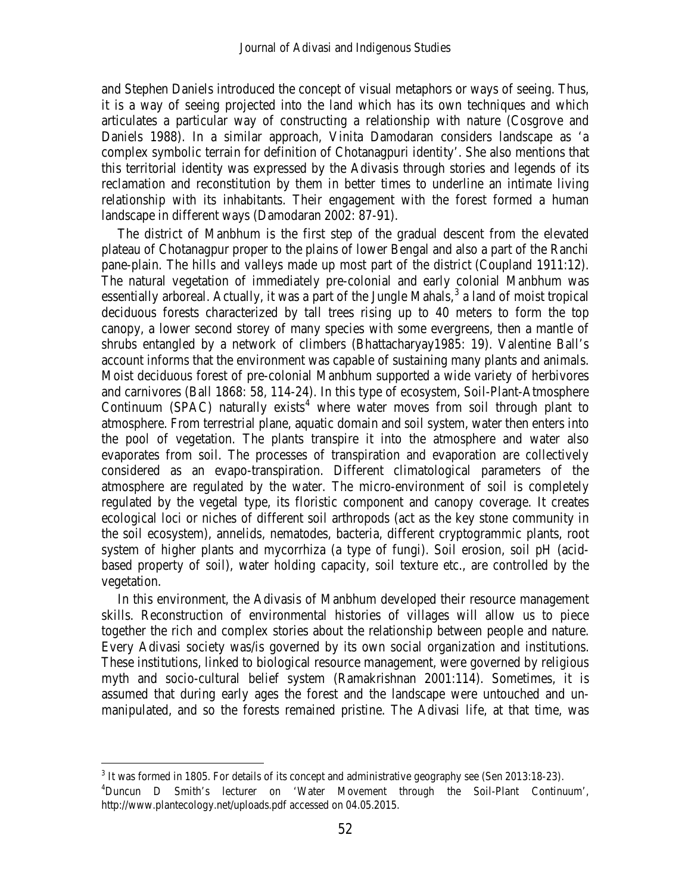and Stephen Daniels introduced the concept of visual metaphors or ways of seeing. Thus, it is a way of seeing projected into the land which has its own techniques and which articulates a particular way of constructing a relationship with nature (Cosgrove and Daniels 1988). In a similar approach, Vinita Damodaran considers landscape as 'a complex symbolic terrain for definition of Chotanagpuri identity'. She also mentions that this territorial identity was expressed by the Adivasis through stories and legends of its reclamation and reconstitution by them in better times to underline an intimate living relationship with its inhabitants. Their engagement with the forest formed a human landscape in different ways (Damodaran 2002: 87-91).

The district of Manbhum is the first step of the gradual descent from the elevated plateau of Chotanagpur proper to the plains of lower Bengal and also a part of the Ranchi pane-plain. The hills and valleys made up most part of the district (Coupland 1911:12). The natural vegetation of immediately pre-colonial and early colonial Manbhum was essentially arboreal. Actually, it was a part of the Jungle Mahals,[3] a land of moist tropical deciduous forests characterized by tall trees rising up to 40 meters to form the top canopy, a lower second storey of many species with some evergreens, then a mantle of shrubs entangled by a network of climbers (Bhattacharyay1985: 19). Valentine Ball's account informs that the environment was capable of sustaining many plants and animals. Moist deciduous forest of pre-colonial Manbhum supported a wide variety of herbivores and carnivores (Ball 1868: 58, 114-24). In this type of ecosystem, Soil-Plant-Atmosphere Continuum (SPAC) naturally exists[4] where water moves from soil through plant to atmosphere. From terrestrial plane, aquatic domain and soil system, water then enters into the pool of vegetation. The plants transpire it into the atmosphere and water also evaporates from soil. The processes of transpiration and evaporation are collectively considered as an evapo-transpiration. Different climatological parameters of the atmosphere are regulated by the water. The micro-environment of soil is completely regulated by the vegetal type, its floristic component and canopy coverage. It creates ecological loci or niches of different soil arthropods (act as the key stone community in the soil ecosystem), annelids, nematodes, bacteria, different cryptogrammic plants, root system of higher plants and mycorrhiza (a type of fungi). Soil erosion, soil pH (acid-based property of soil), water holding capacity, soil texture etc., are controlled by the vegetation.

In this environment, the Adivasis of Manbhum developed their resource management skills. Reconstruction of environmental histories of villages will allow us to piece together the rich and complex stories about the relationship between people and nature. Every Adivasi society was/is governed by its own social organization and institutions. These institutions, linked to biological resource management, were governed by religious myth and socio-cultural belief system (Ramakrishnan 2001:114). Sometimes, it is assumed that during early ages the forest and the landscape were untouched and un-manipulated, and so the forests remained pristine. The Adivasi life, at that time, was

---

[3] It was formed in 1805. For details of its concept and administrative geography see (Sen 2013:18-23).

[4] Duncun D Smith's lecturer on 'Water Movement through the Soil-Plant Continuum', http://www.plantecology.net/uploads.pdf accessed on 04.05.2015.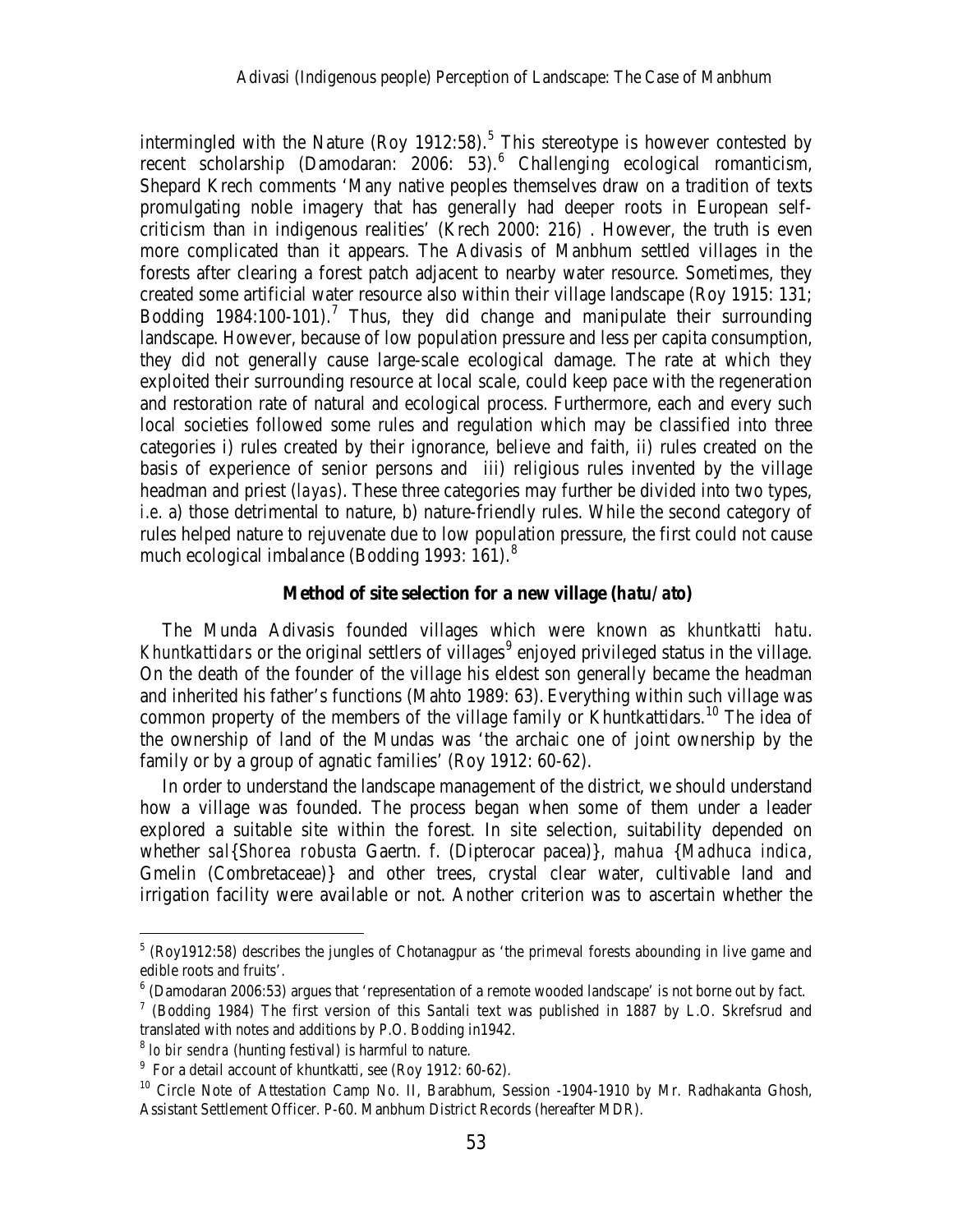intermingled with the Nature (Roy 1912:58).[5] This stereotype is however contested by recent scholarship (Damodaran: 2006: 53).[6] Challenging ecological romanticism, Shepard Krech comments 'Many native peoples themselves draw on a tradition of texts promulgating noble imagery that has generally had deeper roots in European self-criticism than in indigenous realities' (Krech 2000: 216) . However, the truth is even more complicated than it appears. The Adivasis of Manbhum settled villages in the forests after clearing a forest patch adjacent to nearby water resource. Sometimes, they created some artificial water resource also within their village landscape (Roy 1915: 131; Bodding 1984:100-101).[7] Thus, they did change and manipulate their surrounding landscape. However, because of low population pressure and less per capita consumption, they did not generally cause large-scale ecological damage. The rate at which they exploited their surrounding resource at local scale, could keep pace with the regeneration and restoration rate of natural and ecological process. Furthermore, each and every such local societies followed some rules and regulation which may be classified into three categories i) rules created by their ignorance, believe and faith, ii) rules created on the basis of experience of senior persons and iii) religious rules invented by the village headman and priest (*layas*). These three categories may further be divided into two types, i.e. a) those detrimental to nature, b) nature-friendly rules. While the second category of rules helped nature to rejuvenate due to low population pressure, the first could not cause much ecological imbalance (Bodding 1993: 161).[8]

### Method of site selection for a new village (*hatu/ato*)

The Munda Adivasis founded villages which were known as *khuntkatti hatu*. *Khuntkattidars* or the original settlers of villages[9] enjoyed privileged status in the village. On the death of the founder of the village his eldest son generally became the headman and inherited his father's functions (Mahto 1989: 63). Everything within such village was common property of the members of the village family or Khuntkattidars.[10] The idea of the ownership of land of the Mundas was 'the archaic one of joint ownership by the family or by a group of agnatic families' (Roy 1912: 60-62).

In order to understand the landscape management of the district, we should understand how a village was founded. The process began when some of them under a leader explored a suitable site within the forest. In site selection, suitability depended on whether *sal*{*Shorea robusta* Gaertn. f. (Dipterocar pacea)}, *mahua* {*Madhuca indica*, Gmelin (Combretaceae)} and other trees, crystal clear water, cultivable land and irrigation facility were available or not. Another criterion was to ascertain whether the

---

[5] (Roy1912:58) describes the jungles of Chotanagpur as 'the primeval forests abounding in live game and edible roots and fruits'.

[6] (Damodaran 2006:53) argues that 'representation of a remote wooded landscape' is not borne out by fact.

[7] (Bodding 1984) The first version of this Santali text was published in 1887 by L.O. Skrefsrud and translated with notes and additions by P.O. Bodding in1942.

[8] *lo bir sendra* (hunting festival) is harmful to nature.

[9] For a detail account of khuntkatti, see (Roy 1912: 60-62).

[10] Circle Note of Attestation Camp No. II, Barabhum, Session -1904-1910 by Mr. Radhakanta Ghosh, Assistant Settlement Officer. P-60. Manbhum District Records (hereafter MDR).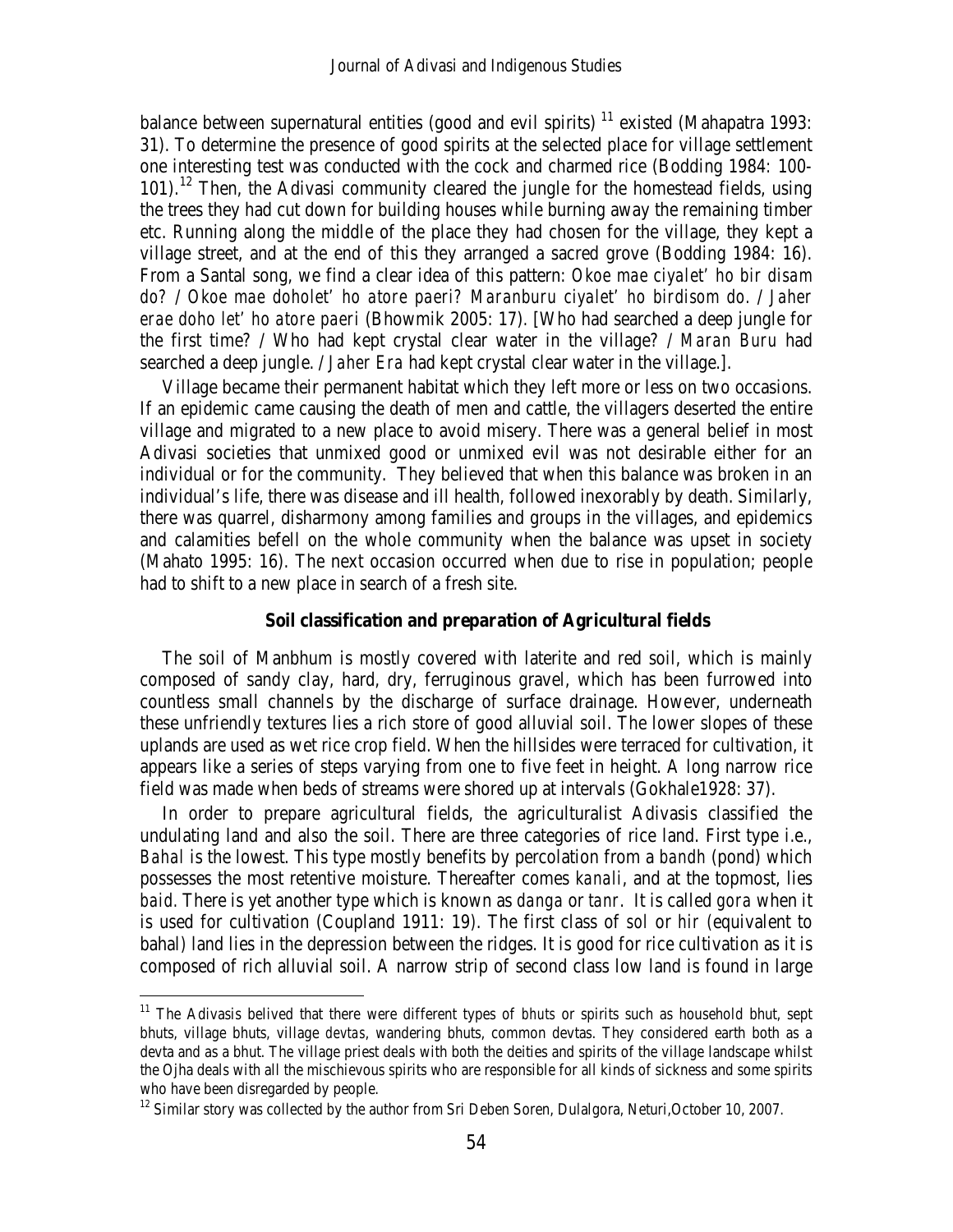balance between supernatural entities (good and evil spirits) [11] existed (Mahapatra 1993: 31). To determine the presence of good spirits at the selected place for village settlement one interesting test was conducted with the cock and charmed rice (Bodding 1984: 100-101).[12] Then, the Adivasi community cleared the jungle for the homestead fields, using the trees they had cut down for building houses while burning away the remaining timber etc. Running along the middle of the place they had chosen for the village, they kept a village street, and at the end of this they arranged a sacred grove (Bodding 1984: 16). From a Santal song, we find a clear idea of this pattern: *Okoe mae ciyalet' ho bir disam do? / Okoe mae doholet' ho atore paeri? Maranburu ciyalet' ho birdisom do. / Jaher erae doho let' ho atore paeri* (Bhowmik 2005: 17). [Who had searched a deep jungle for the first time? / Who had kept crystal clear water in the village? / *Maran Buru* had searched a deep jungle. / *Jaher Era* had kept crystal clear water in the village.].

Village became their permanent habitat which they left more or less on two occasions. If an epidemic came causing the death of men and cattle, the villagers deserted the entire village and migrated to a new place to avoid misery. There was a general belief in most Adivasi societies that unmixed good or unmixed evil was not desirable either for an individual or for the community. They believed that when this balance was broken in an individual's life, there was disease and ill health, followed inexorably by death. Similarly, there was quarrel, disharmony among families and groups in the villages, and epidemics and calamities befell on the whole community when the balance was upset in society (Mahato 1995: 16). The next occasion occurred when due to rise in population; people had to shift to a new place in search of a fresh site.

### Soil classification and preparation of Agricultural fields

The soil of Manbhum is mostly covered with laterite and red soil, which is mainly composed of sandy clay, hard, dry, ferruginous gravel, which has been furrowed into countless small channels by the discharge of surface drainage. However, underneath these unfriendly textures lies a rich store of good alluvial soil. The lower slopes of these uplands are used as wet rice crop field. When the hillsides were terraced for cultivation, it appears like a series of steps varying from one to five feet in height. A long narrow rice field was made when beds of streams were shored up at intervals (Gokhale1928: 37).

In order to prepare agricultural fields, the agriculturalist Adivasis classified the undulating land and also the soil. There are three categories of rice land. First type i.e., *Bahal* is the lowest. This type mostly benefits by percolation from a *bandh* (pond) which possesses the most retentive moisture. Thereafter comes *kanali*, and at the topmost, lies *baid*. There is yet another type which is known as *danga* or *tanr*. It is called *gora* when it is used for cultivation (Coupland 1911: 19). The first class of *sol* or *hir* (equivalent to bahal) land lies in the depression between the ridges. It is good for rice cultivation as it is composed of rich alluvial soil. A narrow strip of second class low land is found in large

---

[11] The Adivasis belived that there were different types of *bhuts* or spirits such as household bhut, sept bhuts, village bhuts, village *devtas*, wandering bhuts, common devtas. They considered earth both as a devta and as a bhut. The village priest deals with both the deities and spirits of the village landscape whilst the Ojha deals with all the mischievous spirits who are responsible for all kinds of sickness and some spirits who have been disregarded by people.

[12] Similar story was collected by the author from Sri Deben Soren, Dulalgora, Neturi,October 10, 2007.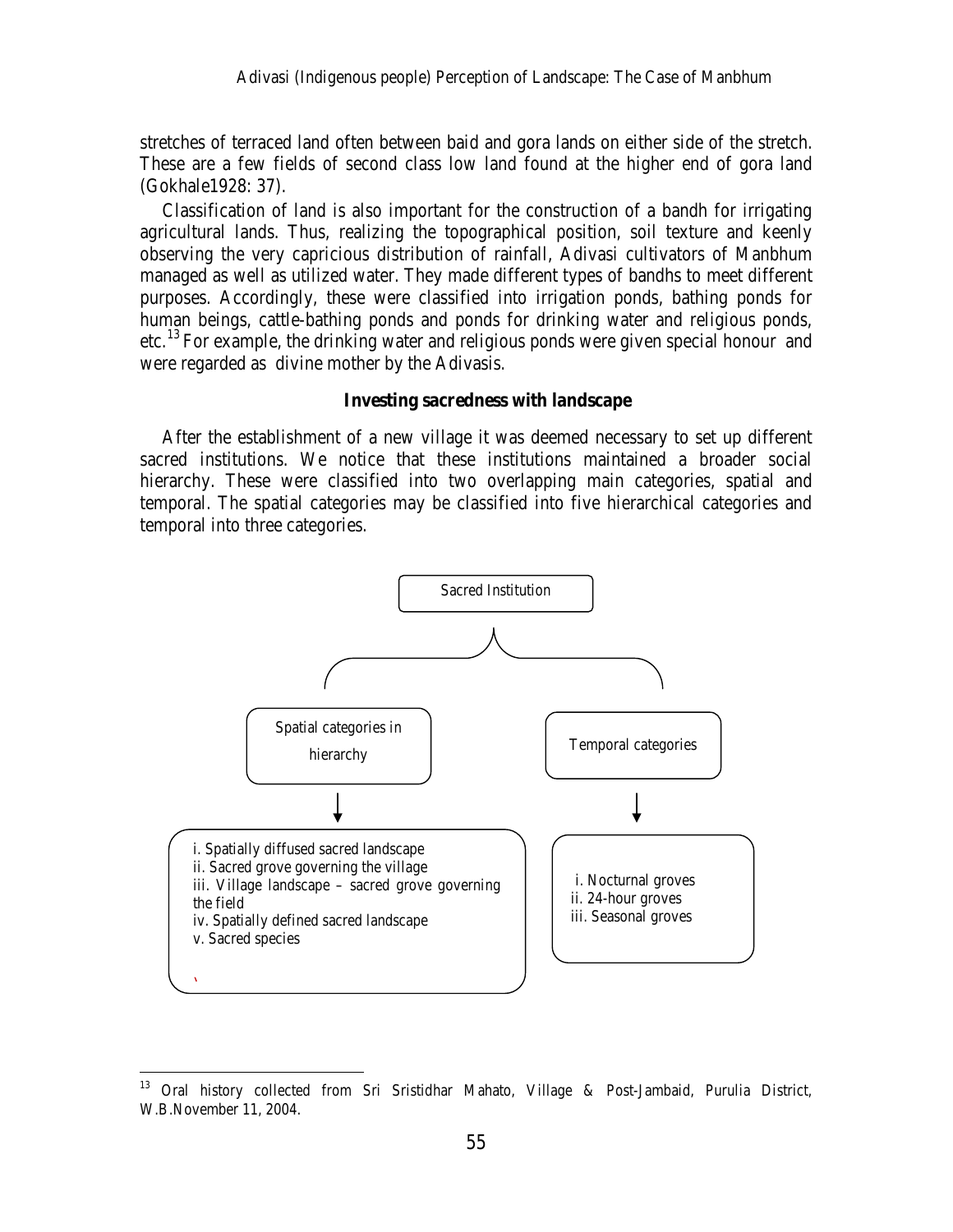stretches of terraced land often between baid and gora lands on either side of the stretch. These are a few fields of second class low land found at the higher end of gora land (Gokhale1928: 37).

Classification of land is also important for the construction of a bandh for irrigating agricultural lands. Thus, realizing the topographical position, soil texture and keenly observing the very capricious distribution of rainfall, Adivasi cultivators of Manbhum managed as well as utilized water. They made different types of bandhs to meet different purposes. Accordingly, these were classified into irrigation ponds, bathing ponds for human beings, cattle-bathing ponds and ponds for drinking water and religious ponds, etc.[13] For example, the drinking water and religious ponds were given special honour and were regarded as divine mother by the Adivasis.

### Investing sacredness with landscape

After the establishment of a new village it was deemed necessary to set up different sacred institutions. We notice that these institutions maintained a broader social hierarchy. These were classified into two overlapping main categories, spatial and temporal. The spatial categories may be classified into five hierarchical categories and temporal into three categories.

Sacred Institution

- Spatial categories in hierarchy
  - i. Spatially diffused sacred landscape
  - ii. Sacred grove governing the village
  - iii. Village landscape – sacred grove governing the field
  - iv. Spatially defined sacred landscape
  - v. Sacred species
- Temporal categories
  - i. Nocturnal groves
  - ii. 24-hour groves
  - iii. Seasonal groves

[13] Oral history collected from Sri Sristidhar Mahato, Village & Post-Jambaid, Purulia District, W.B.November 11, 2004.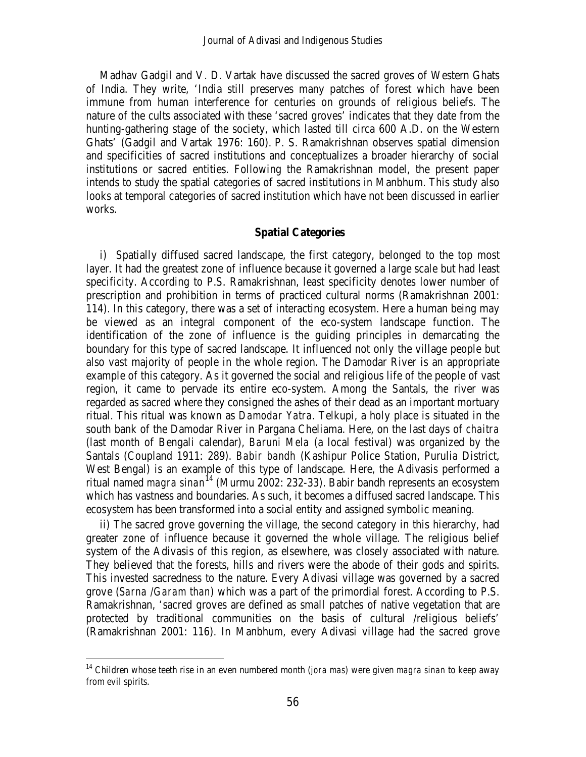Madhav Gadgil and V. D. Vartak have discussed the sacred groves of Western Ghats of India. They write, 'India still preserves many patches of forest which have been immune from human interference for centuries on grounds of religious beliefs. The nature of the cults associated with these 'sacred groves' indicates that they date from the hunting-gathering stage of the society, which lasted till circa 600 A.D. on the Western Ghats' (Gadgil and Vartak 1976: 160). P. S. Ramakrishnan observes spatial dimension and specificities of sacred institutions and conceptualizes a broader hierarchy of social institutions or sacred entities. Following the Ramakrishnan model, the present paper intends to study the spatial categories of sacred institutions in Manbhum. This study also looks at temporal categories of sacred institution which have not been discussed in earlier works.

## Spatial Categories

i) Spatially diffused sacred landscape, the first category, belonged to the top most layer. It had the greatest zone of influence because it governed a large scale but had least specificity. According to P.S. Ramakrishnan, least specificity denotes lower number of prescription and prohibition in terms of practiced cultural norms (Ramakrishnan 2001: 114). In this category, there was a set of interacting ecosystem. Here a human being may be viewed as an integral component of the eco-system landscape function. The identification of the zone of influence is the guiding principles in demarcating the boundary for this type of sacred landscape. It influenced not only the village people but also vast majority of people in the whole region. The Damodar River is an appropriate example of this category. As it governed the social and religious life of the people of vast region, it came to pervade its entire eco-system. Among the Santals, the river was regarded as sacred where they consigned the ashes of their dead as an important mortuary ritual. This ritual was known as *Damodar Yatra*. Telkupi, a holy place is situated in the south bank of the Damodar River in Pargana Cheliama. Here, on the last days of *chaitra* (last month of Bengali calendar), *Baruni Mela* (a local festival) was organized by the Santals (Coupland 1911: 289). *Babir bandh* (Kashipur Police Station, Purulia District, West Bengal) is an example of this type of landscape. Here, the Adivasis performed a ritual named *magra sinan*[14] (Murmu 2002: 232-33). Babir bandh represents an ecosystem which has vastness and boundaries. As such, it becomes a diffused sacred landscape. This ecosystem has been transformed into a social entity and assigned symbolic meaning.

ii) The sacred grove governing the village, the second category in this hierarchy, had greater zone of influence because it governed the whole village. The religious belief system of the Adivasis of this region, as elsewhere, was closely associated with nature. They believed that the forests, hills and rivers were the abode of their gods and spirits. This invested sacredness to the nature. Every Adivasi village was governed by a sacred grove (*Sarna* /*Garam than*) which was a part of the primordial forest. According to P.S. Ramakrishnan, 'sacred groves are defined as small patches of native vegetation that are protected by traditional communities on the basis of cultural /religious beliefs' (Ramakrishnan 2001: 116). In Manbhum, every Adivasi village had the sacred grove

---

[14] Children whose teeth rise in an even numbered month (*jora mas*) were given *magra sinan* to keep away from evil spirits.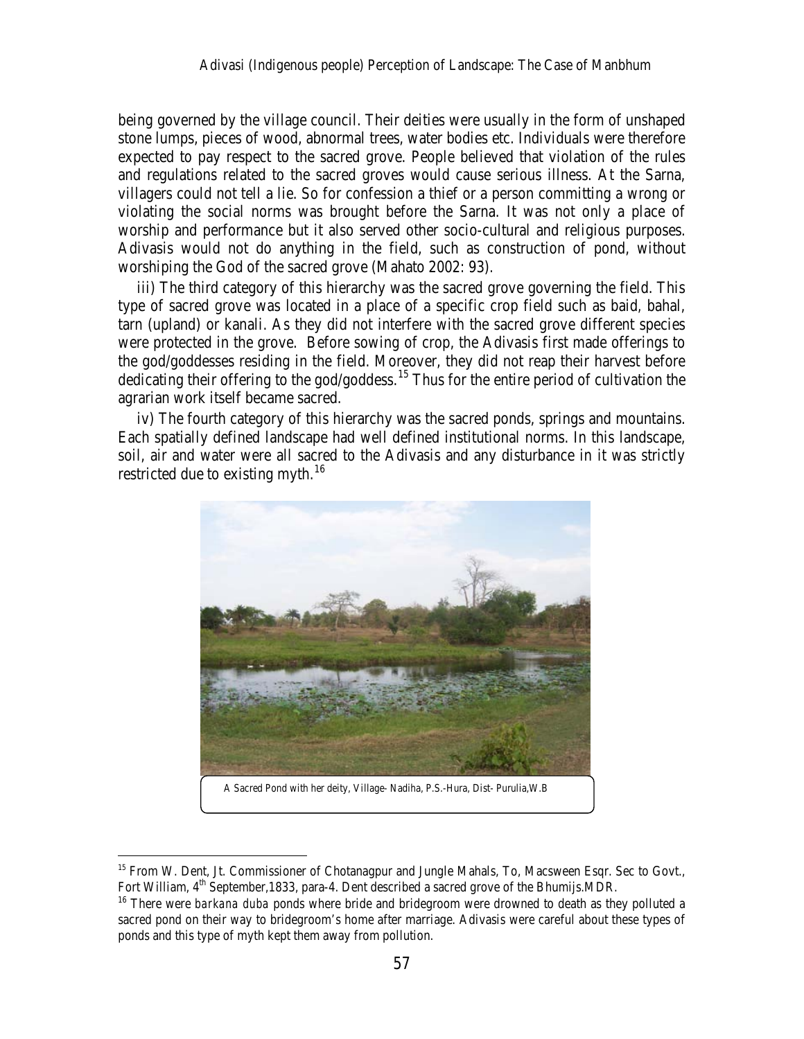being governed by the village council. Their deities were usually in the form of unshaped stone lumps, pieces of wood, abnormal trees, water bodies etc. Individuals were therefore expected to pay respect to the sacred grove. People believed that violation of the rules and regulations related to the sacred groves would cause serious illness. At the Sarna, villagers could not tell a lie. So for confession a thief or a person committing a wrong or violating the social norms was brought before the Sarna. It was not only a place of worship and performance but it also served other socio-cultural and religious purposes. Adivasis would not do anything in the field, such as construction of pond, without worshiping the God of the sacred grove (Mahato 2002: 93).

iii) The third category of this hierarchy was the sacred grove governing the field. This type of sacred grove was located in a place of a specific crop field such as baid, bahal, tarn (upland) or kanali. As they did not interfere with the sacred grove different species were protected in the grove. Before sowing of crop, the Adivasis first made offerings to the god/goddesses residing in the field. Moreover, they did not reap their harvest before dedicating their offering to the god/goddess.[15] Thus for the entire period of cultivation the agrarian work itself became sacred.

iv) The fourth category of this hierarchy was the sacred ponds, springs and mountains. Each spatially defined landscape had well defined institutional norms. In this landscape, soil, air and water were all sacred to the Adivasis and any disturbance in it was strictly restricted due to existing myth.[16]

A Sacred Pond with her deity, Village- Nadiha, P.S.-Hura, Dist- Purulia,W.B

---

[15] From W. Dent, Jt. Commissioner of Chotanagpur and Jungle Mahals, To, Macsween Esqr. Sec to Govt., Fort William, 4th September,1833, para-4. Dent described a sacred grove of the Bhumijs.MDR.

[16] There were *barkana duba* ponds where bride and bridegroom were drowned to death as they polluted a sacred pond on their way to bridegroom's home after marriage. Adivasis were careful about these types of ponds and this type of myth kept them away from pollution.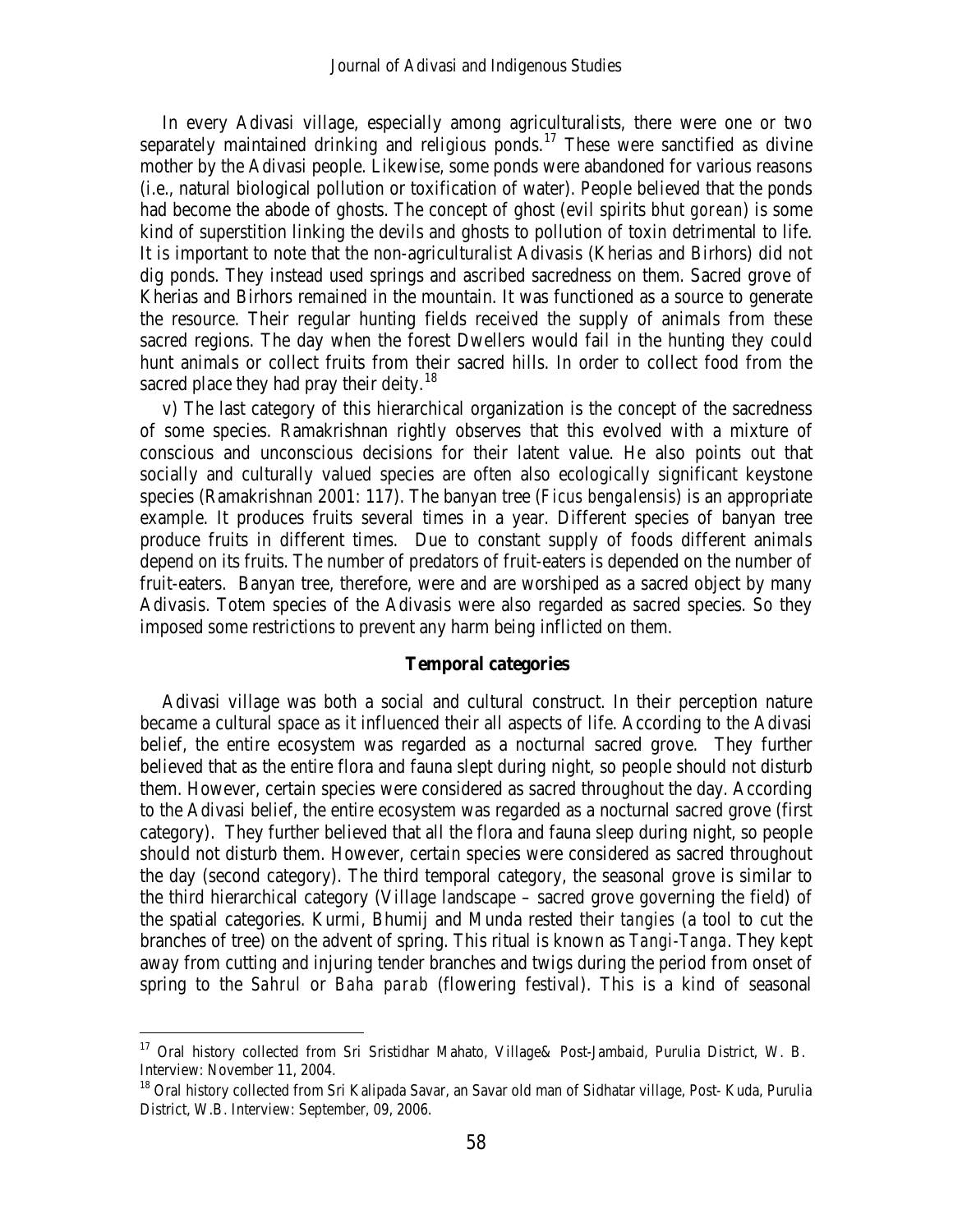In every Adivasi village, especially among agriculturalists, there were one or two separately maintained drinking and religious ponds.[17] These were sanctified as divine mother by the Adivasi people. Likewise, some ponds were abandoned for various reasons (i.e., natural biological pollution or toxification of water). People believed that the ponds had become the abode of ghosts. The concept of ghost (evil spirits *bhut gorean*) is some kind of superstition linking the devils and ghosts to pollution of toxin detrimental to life. It is important to note that the non-agriculturalist Adivasis (Kherias and Birhors) did not dig ponds. They instead used springs and ascribed sacredness on them. Sacred grove of Kherias and Birhors remained in the mountain. It was functioned as a source to generate the resource. Their regular hunting fields received the supply of animals from these sacred regions. The day when the forest Dwellers would fail in the hunting they could hunt animals or collect fruits from their sacred hills. In order to collect food from the sacred place they had pray their deity.[18]

v) The last category of this hierarchical organization is the concept of the sacredness of some species. Ramakrishnan rightly observes that this evolved with a mixture of conscious and unconscious decisions for their latent value. He also points out that socially and culturally valued species are often also ecologically significant keystone species (Ramakrishnan 2001: 117). The banyan tree (*Ficus bengalensis*) is an appropriate example. It produces fruits several times in a year. Different species of banyan tree produce fruits in different times. Due to constant supply of foods different animals depend on its fruits. The number of predators of fruit-eaters is depended on the number of fruit-eaters. Banyan tree, therefore, were and are worshiped as a sacred object by many Adivasis. Totem species of the Adivasis were also regarded as sacred species. So they imposed some restrictions to prevent any harm being inflicted on them.

### Temporal categories

Adivasi village was both a social and cultural construct. In their perception nature became a cultural space as it influenced their all aspects of life. According to the Adivasi belief, the entire ecosystem was regarded as a nocturnal sacred grove. They further believed that as the entire flora and fauna slept during night, so people should not disturb them. However, certain species were considered as sacred throughout the day. According to the Adivasi belief, the entire ecosystem was regarded as a nocturnal sacred grove (first category). They further believed that all the flora and fauna sleep during night, so people should not disturb them. However, certain species were considered as sacred throughout the day (second category). The third temporal category, the seasonal grove is similar to the third hierarchical category (Village landscape – sacred grove governing the field) of the spatial categories. Kurmi, Bhumij and Munda rested their *tangies* (a tool to cut the branches of tree) on the advent of spring. This ritual is known as *Tangi-Tanga*. They kept away from cutting and injuring tender branches and twigs during the period from onset of spring to the *Sahrul* or *Baha parab* (flowering festival). This is a kind of seasonal

---

[17] Oral history collected from Sri Sristidhar Mahato, Village& Post-Jambaid, Purulia District, W. B. Interview: November 11, 2004.

[18] Oral history collected from Sri Kalipada Savar, an Savar old man of Sidhatar village, Post- Kuda, Purulia District, W.B. Interview: September, 09, 2006.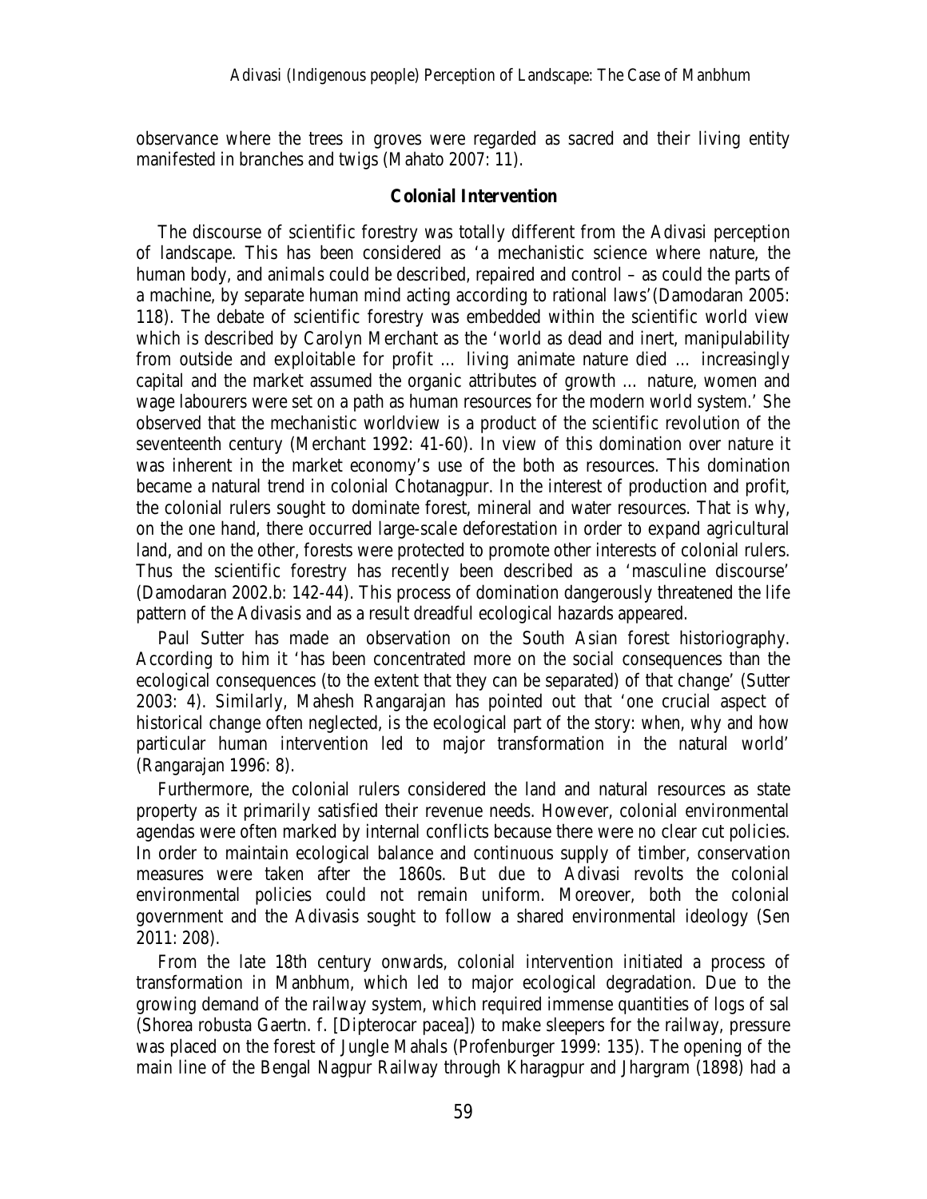observance where the trees in groves were regarded as sacred and their living entity manifested in branches and twigs (Mahato 2007: 11).

## Colonial Intervention

The discourse of scientific forestry was totally different from the Adivasi perception of landscape. This has been considered as 'a mechanistic science where nature, the human body, and animals could be described, repaired and control – as could the parts of a machine, by separate human mind acting according to rational laws'(Damodaran 2005: 118). The debate of scientific forestry was embedded within the scientific world view which is described by Carolyn Merchant as the 'world as dead and inert, manipulability from outside and exploitable for profit … living animate nature died … increasingly capital and the market assumed the organic attributes of growth … nature, women and wage labourers were set on a path as human resources for the modern world system.' She observed that the mechanistic worldview is a product of the scientific revolution of the seventeenth century (Merchant 1992: 41-60). In view of this domination over nature it was inherent in the market economy's use of the both as resources. This domination became a natural trend in colonial Chotanagpur. In the interest of production and profit, the colonial rulers sought to dominate forest, mineral and water resources. That is why, on the one hand, there occurred large-scale deforestation in order to expand agricultural land, and on the other, forests were protected to promote other interests of colonial rulers. Thus the scientific forestry has recently been described as a 'masculine discourse' (Damodaran 2002.b: 142-44). This process of domination dangerously threatened the life pattern of the Adivasis and as a result dreadful ecological hazards appeared.

Paul Sutter has made an observation on the South Asian forest historiography. According to him it 'has been concentrated more on the social consequences than the ecological consequences (to the extent that they can be separated) of that change' (Sutter 2003: 4). Similarly, Mahesh Rangarajan has pointed out that 'one crucial aspect of historical change often neglected, is the ecological part of the story: when, why and how particular human intervention led to major transformation in the natural world' (Rangarajan 1996: 8).

Furthermore, the colonial rulers considered the land and natural resources as state property as it primarily satisfied their revenue needs. However, colonial environmental agendas were often marked by internal conflicts because there were no clear cut policies. In order to maintain ecological balance and continuous supply of timber, conservation measures were taken after the 1860s. But due to Adivasi revolts the colonial environmental policies could not remain uniform. Moreover, both the colonial government and the Adivasis sought to follow a shared environmental ideology (Sen 2011: 208).

From the late 18th century onwards, colonial intervention initiated a process of transformation in Manbhum, which led to major ecological degradation. Due to the growing demand of the railway system, which required immense quantities of logs of sal (Shorea robusta Gaertn. f. [Dipterocar pacea]) to make sleepers for the railway, pressure was placed on the forest of Jungle Mahals (Profenburger 1999: 135). The opening of the main line of the Bengal Nagpur Railway through Kharagpur and Jhargram (1898) had a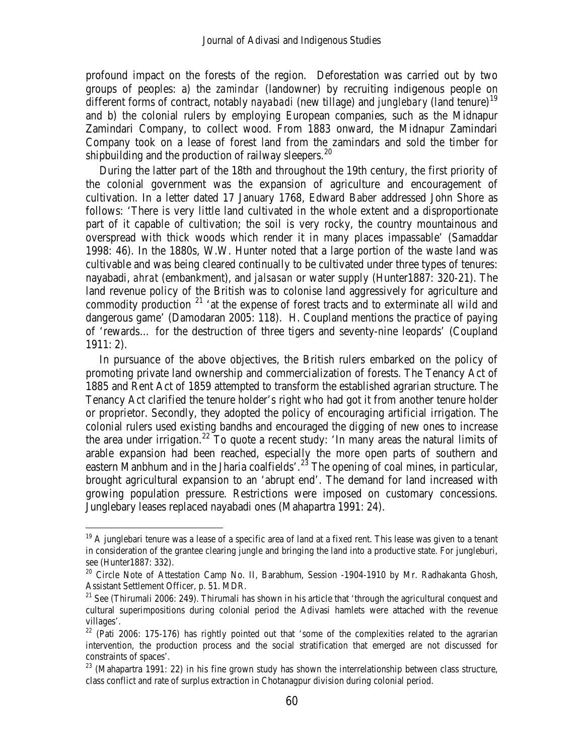profound impact on the forests of the region. Deforestation was carried out by two groups of peoples: a) the *zamindar* (landowner) by recruiting indigenous people on different forms of contract, notably *nayabadi* (new tillage) and *junglebary* (land tenure)[19] and b) the colonial rulers by employing European companies, such as the Midnapur Zamindari Company, to collect wood. From 1883 onward, the Midnapur Zamindari Company took on a lease of forest land from the zamindars and sold the timber for shipbuilding and the production of railway sleepers.[20]

During the latter part of the 18th and throughout the 19th century, the first priority of the colonial government was the expansion of agriculture and encouragement of cultivation. In a letter dated 17 January 1768, Edward Baber addressed John Shore as follows: 'There is very little land cultivated in the whole extent and a disproportionate part of it capable of cultivation; the soil is very rocky, the country mountainous and overspread with thick woods which render it in many places impassable' (Samaddar 1998: 46). In the 1880s, W.W. Hunter noted that a large portion of the waste land was cultivable and was being cleared continually to be cultivated under three types of tenures: nayabadi, *ahrat* (embankment), and *jalsasan* or water supply (Hunter1887: 320-21). The land revenue policy of the British was to colonise land aggressively for agriculture and commodity production [21] 'at the expense of forest tracts and to exterminate all wild and dangerous game' (Damodaran 2005: 118). H. Coupland mentions the practice of paying of 'rewards… for the destruction of three tigers and seventy-nine leopards' (Coupland 1911: 2).

In pursuance of the above objectives, the British rulers embarked on the policy of promoting private land ownership and commercialization of forests. The Tenancy Act of 1885 and Rent Act of 1859 attempted to transform the established agrarian structure. The Tenancy Act clarified the tenure holder's right who had got it from another tenure holder or proprietor. Secondly, they adopted the policy of encouraging artificial irrigation. The colonial rulers used existing bandhs and encouraged the digging of new ones to increase the area under irrigation.[22] To quote a recent study: 'In many areas the natural limits of arable expansion had been reached, especially the more open parts of southern and eastern Manbhum and in the Jharia coalfields'.[23] The opening of coal mines, in particular, brought agricultural expansion to an 'abrupt end'. The demand for land increased with growing population pressure. Restrictions were imposed on customary concessions. Junglebary leases replaced nayabadi ones (Mahapartra 1991: 24).

---

[19] A junglebari tenure was a lease of a specific area of land at a fixed rent. This lease was given to a tenant in consideration of the grantee clearing jungle and bringing the land into a productive state. For jungleburi, see (Hunter1887: 332).

[20] Circle Note of Attestation Camp No. II, Barabhum, Session -1904-1910 by Mr. Radhakanta Ghosh, Assistant Settlement Officer, p. 51. MDR.

[21] See (Thirumali 2006: 249). Thirumali has shown in his article that 'through the agricultural conquest and cultural superimpositions during colonial period the Adivasi hamlets were attached with the revenue villages'.

[22] (Pati 2006: 175-176) has rightly pointed out that 'some of the complexities related to the agrarian intervention, the production process and the social stratification that emerged are not discussed for constraints of spaces'.

[23] (Mahapartra 1991: 22) in his fine grown study has shown the interrelationship between class structure, class conflict and rate of surplus extraction in Chotanagpur division during colonial period.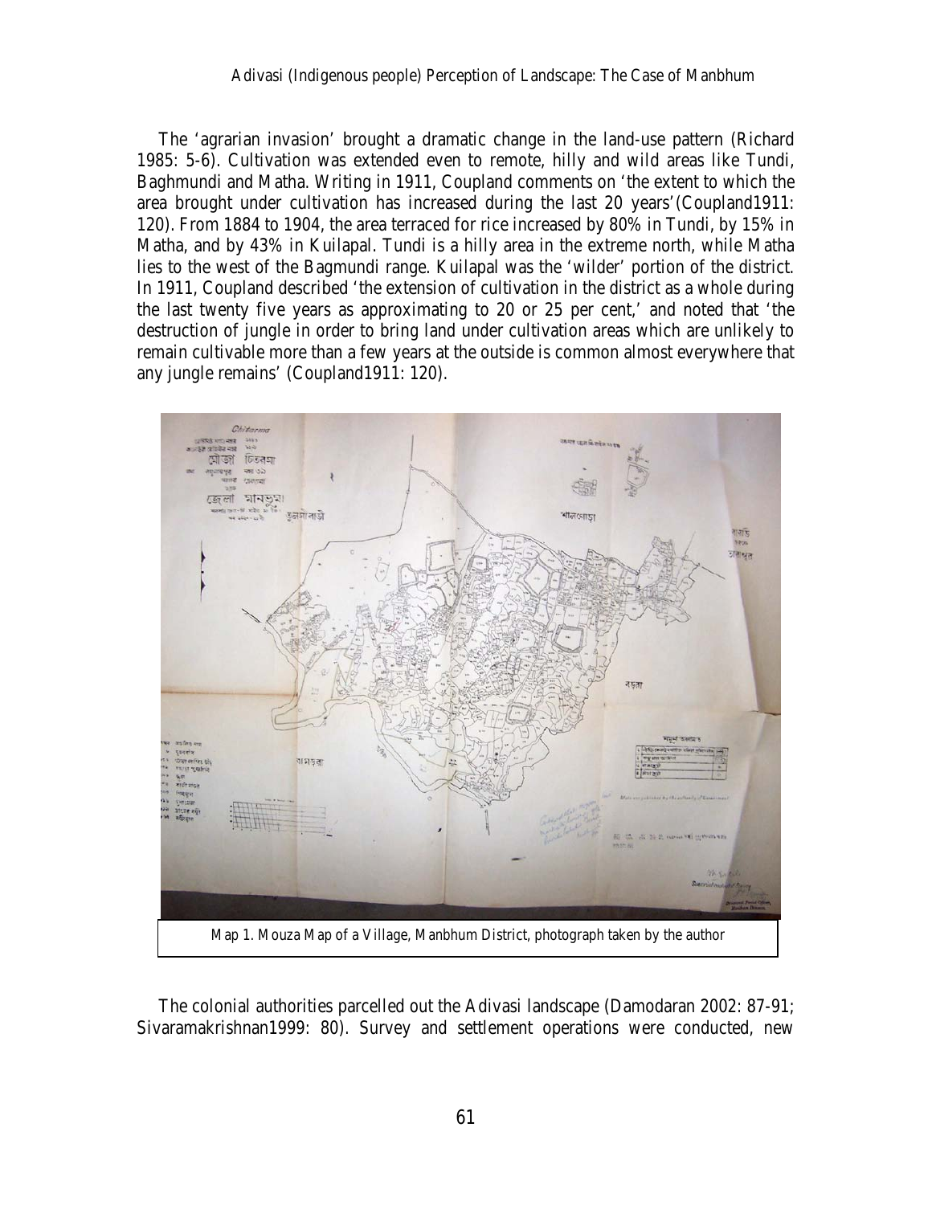The ‘agrarian invasion’ brought a dramatic change in the land-use pattern (Richard 1985: 5-6). Cultivation was extended even to remote, hilly and wild areas like Tundi, Baghmundi and Matha. Writing in 1911, Coupland comments on ‘the extent to which the area brought under cultivation has increased during the last 20 years’(Coupland1911: 120). From 1884 to 1904, the area terraced for rice increased by 80% in Tundi, by 15% in Matha, and by 43% in Kuilapal. Tundi is a hilly area in the extreme north, while Matha lies to the west of the Bagmundi range. Kuilapal was the ‘wilder’ portion of the district. In 1911, Coupland described ‘the extension of cultivation in the district as a whole during the last twenty five years as approximating to 20 or 25 per cent,’ and noted that ‘the destruction of jungle in order to bring land under cultivation areas which are unlikely to remain cultivable more than a few years at the outside is common almost everywhere that any jungle remains’ (Coupland1911: 120).

Map 1. Mouza Map of a Village, Manbhum District, photograph taken by the author

The colonial authorities parcelled out the Adivasi landscape (Damodaran 2002: 87-91; Sivaramakrishnan1999: 80). Survey and settlement operations were conducted, new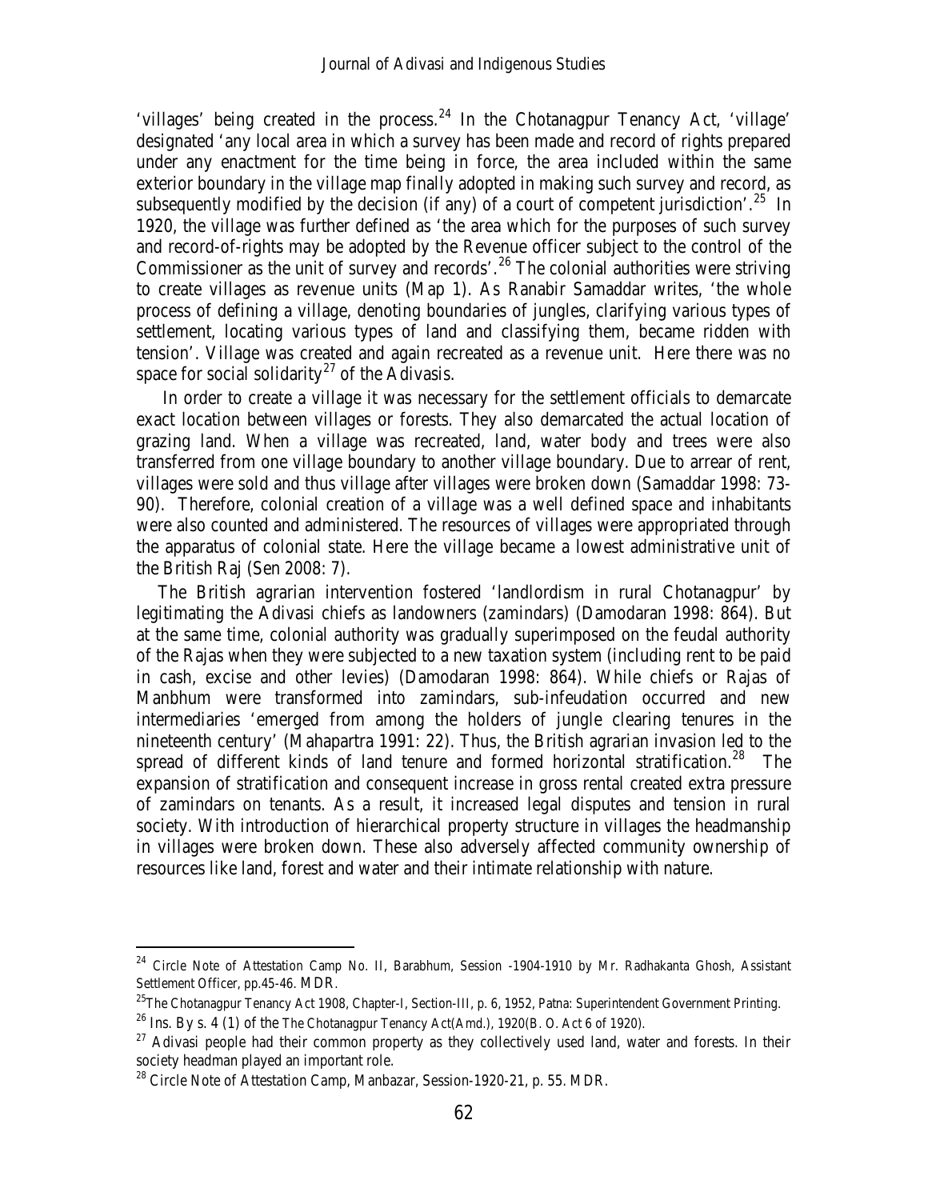'villages' being created in the process.[24] In the Chotanagpur Tenancy Act, 'village' designated 'any local area in which a survey has been made and record of rights prepared under any enactment for the time being in force, the area included within the same exterior boundary in the village map finally adopted in making such survey and record, as subsequently modified by the decision (if any) of a court of competent jurisdiction'.[25] In 1920, the village was further defined as 'the area which for the purposes of such survey and record-of-rights may be adopted by the Revenue officer subject to the control of the Commissioner as the unit of survey and records'.[26] The colonial authorities were striving to create villages as revenue units (Map 1). As Ranabir Samaddar writes, 'the whole process of defining a village, denoting boundaries of jungles, clarifying various types of settlement, locating various types of land and classifying them, became ridden with tension'. Village was created and again recreated as a revenue unit. Here there was no space for social solidarity[27] of the Adivasis.

In order to create a village it was necessary for the settlement officials to demarcate exact location between villages or forests. They also demarcated the actual location of grazing land. When a village was recreated, land, water body and trees were also transferred from one village boundary to another village boundary. Due to arrear of rent, villages were sold and thus village after villages were broken down (Samaddar 1998: 73-90). Therefore, colonial creation of a village was a well defined space and inhabitants were also counted and administered. The resources of villages were appropriated through the apparatus of colonial state. Here the village became a lowest administrative unit of the British Raj (Sen 2008: 7).

The British agrarian intervention fostered 'landlordism in rural Chotanagpur' by legitimating the Adivasi chiefs as landowners (zamindars) (Damodaran 1998: 864). But at the same time, colonial authority was gradually superimposed on the feudal authority of the Rajas when they were subjected to a new taxation system (including rent to be paid in cash, excise and other levies) (Damodaran 1998: 864). While chiefs or Rajas of Manbhum were transformed into zamindars, sub-infeudation occurred and new intermediaries 'emerged from among the holders of jungle clearing tenures in the nineteenth century' (Mahapartra 1991: 22). Thus, the British agrarian invasion led to the spread of different kinds of land tenure and formed horizontal stratification.[28] The expansion of stratification and consequent increase in gross rental created extra pressure of zamindars on tenants. As a result, it increased legal disputes and tension in rural society. With introduction of hierarchical property structure in villages the headmanship in villages were broken down. These also adversely affected community ownership of resources like land, forest and water and their intimate relationship with nature.

---

[24] Circle Note of Attestation Camp No. II, Barabhum, Session -1904-1910 by Mr. Radhakanta Ghosh, Assistant Settlement Officer, pp.45-46. MDR.

[25] The Chotanagpur Tenancy Act 1908, Chapter-I, Section-III, p. 6, 1952, Patna: Superintendent Government Printing.

[26] Ins. By s. 4 (1) of the The Chotanagpur Tenancy Act(Amd.), 1920(B. O. Act 6 of 1920).

[27] Adivasi people had their common property as they collectively used land, water and forests. In their society headman played an important role.

[28] Circle Note of Attestation Camp, Manbazar, Session-1920-21, p. 55. MDR.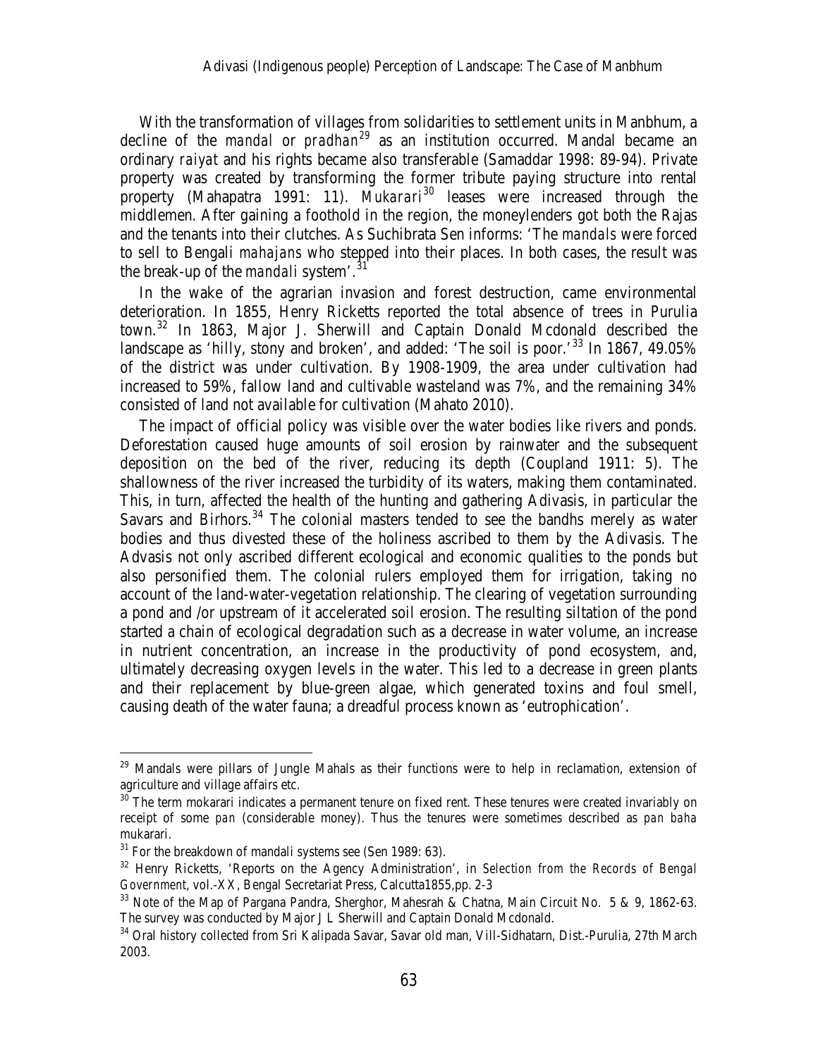With the transformation of villages from solidarities to settlement units in Manbhum, a decline of the *mandal* or *pradhan*[29] as an institution occurred. Mandal became an ordinary *raiyat* and his rights became also transferable (Samaddar 1998: 89-94). Private property was created by transforming the former tribute paying structure into rental property (Mahapatra 1991: 11). *Mukarari*[30] leases were increased through the middlemen. After gaining a foothold in the region, the moneylenders got both the Rajas and the tenants into their clutches. As Suchibrata Sen informs: 'The *mandals* were forced to sell to Bengali *mahajans* who stepped into their places. In both cases, the result was the break-up of the *mandali* system'.[31]

In the wake of the agrarian invasion and forest destruction, came environmental deterioration. In 1855, Henry Ricketts reported the total absence of trees in Purulia town.[32] In 1863, Major J. Sherwill and Captain Donald Mcdonald described the landscape as 'hilly, stony and broken', and added: 'The soil is poor.'[33] In 1867, 49.05% of the district was under cultivation. By 1908-1909, the area under cultivation had increased to 59%, fallow land and cultivable wasteland was 7%, and the remaining 34% consisted of land not available for cultivation (Mahato 2010).

The impact of official policy was visible over the water bodies like rivers and ponds. Deforestation caused huge amounts of soil erosion by rainwater and the subsequent deposition on the bed of the river, reducing its depth (Coupland 1911: 5). The shallowness of the river increased the turbidity of its waters, making them contaminated. This, in turn, affected the health of the hunting and gathering Adivasis, in particular the Savars and Birhors.[34] The colonial masters tended to see the bandhs merely as water bodies and thus divested these of the holiness ascribed to them by the Adivasis. The Advasis not only ascribed different ecological and economic qualities to the ponds but also personified them. The colonial rulers employed them for irrigation, taking no account of the land-water-vegetation relationship. The clearing of vegetation surrounding a pond and /or upstream of it accelerated soil erosion. The resulting siltation of the pond started a chain of ecological degradation such as a decrease in water volume, an increase in nutrient concentration, an increase in the productivity of pond ecosystem, and, ultimately decreasing oxygen levels in the water. This led to a decrease in green plants and their replacement by blue-green algae, which generated toxins and foul smell, causing death of the water fauna; a dreadful process known as 'eutrophication'.

---

[29] Mandals were pillars of Jungle Mahals as their functions were to help in reclamation, extension of agriculture and village affairs etc.

[30] The term mokarari indicates a permanent tenure on fixed rent. These tenures were created invariably on receipt of some *pan* (considerable money). Thus the tenures were sometimes described as *pan baha* mukarari.

[31] For the breakdown of mandali systems see (Sen 1989: 63).

[32] Henry Ricketts, 'Reports on the Agency Administration', in *Selection from the Records of Bengal Government*, vol.-XX, Bengal Secretariat Press, Calcutta1855,pp. 2-3

[33] Note of the Map of Pargana Pandra, Sherghor, Mahesrah & Chatna, Main Circuit No. 5 & 9, 1862-63. The survey was conducted by Major J L Sherwill and Captain Donald Mcdonald.

[34] Oral history collected from Sri Kalipada Savar, Savar old man, Vill-Sidhatarn, Dist.-Purulia, 27th March 2003.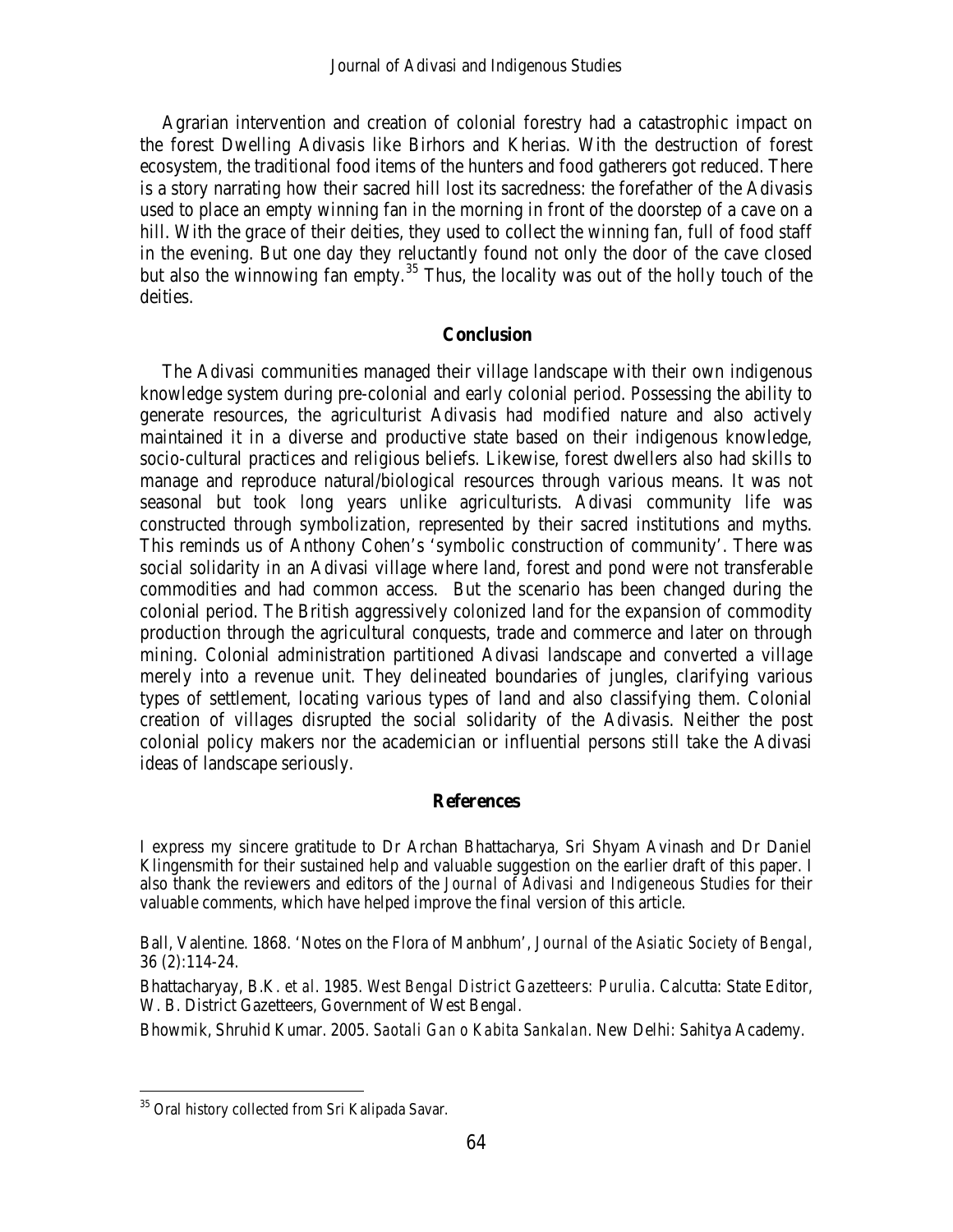Agrarian intervention and creation of colonial forestry had a catastrophic impact on the forest Dwelling Adivasis like Birhors and Kherias. With the destruction of forest ecosystem, the traditional food items of the hunters and food gatherers got reduced. There is a story narrating how their sacred hill lost its sacredness: the forefather of the Adivasis used to place an empty winning fan in the morning in front of the doorstep of a cave on a hill. With the grace of their deities, they used to collect the winning fan, full of food staff in the evening. But one day they reluctantly found not only the door of the cave closed but also the winnowing fan empty.[35] Thus, the locality was out of the holly touch of the deities.

## Conclusion

The Adivasi communities managed their village landscape with their own indigenous knowledge system during pre-colonial and early colonial period. Possessing the ability to generate resources, the agriculturist Adivasis had modified nature and also actively maintained it in a diverse and productive state based on their indigenous knowledge, socio-cultural practices and religious beliefs. Likewise, forest dwellers also had skills to manage and reproduce natural/biological resources through various means. It was not seasonal but took long years unlike agriculturists. Adivasi community life was constructed through symbolization, represented by their sacred institutions and myths. This reminds us of Anthony Cohen's 'symbolic construction of community'. There was social solidarity in an Adivasi village where land, forest and pond were not transferable commodities and had common access. But the scenario has been changed during the colonial period. The British aggressively colonized land for the expansion of commodity production through the agricultural conquests, trade and commerce and later on through mining. Colonial administration partitioned Adivasi landscape and converted a village merely into a revenue unit. They delineated boundaries of jungles, clarifying various types of settlement, locating various types of land and also classifying them. Colonial creation of villages disrupted the social solidarity of the Adivasis. Neither the post colonial policy makers nor the academician or influential persons still take the Adivasi ideas of landscape seriously.

## References

I express my sincere gratitude to Dr Archan Bhattacharya, Sri Shyam Avinash and Dr Daniel Klingensmith for their sustained help and valuable suggestion on the earlier draft of this paper. I also thank the reviewers and editors of the *Journal of Adivasi and Indigeneous Studies* for their valuable comments, which have helped improve the final version of this article.

Ball, Valentine. 1868. 'Notes on the Flora of Manbhum', *Journal of the Asiatic Society of Bengal*, 36 (2):114-24.

Bhattacharyay, B.K. *et al*. 1985. *West Bengal District Gazetteers: Purulia*. Calcutta: State Editor, W. B. District Gazetteers, Government of West Bengal.

Bhowmik, Shruhid Kumar. 2005. *Saotali Gan o Kabita Sankalan*. New Delhi: Sahitya Academy.

---

[35] Oral history collected from Sri Kalipada Savar.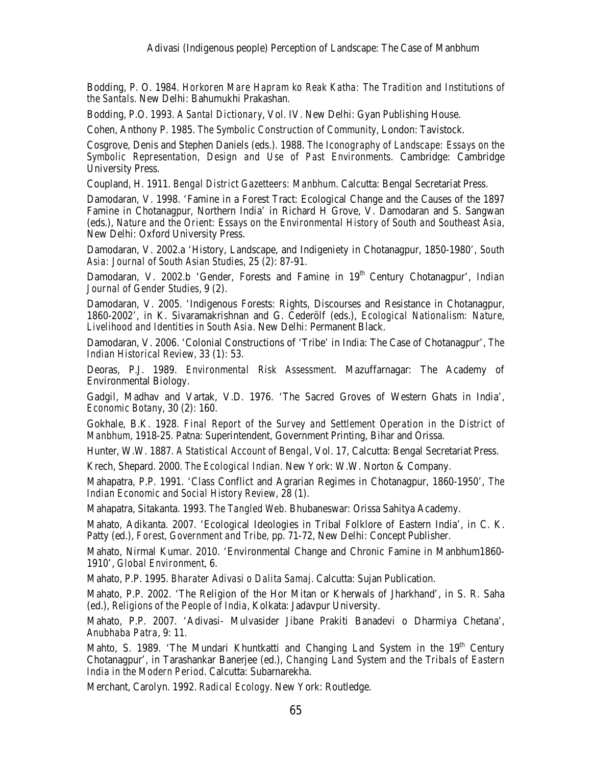Bodding, P. O. 1984. *Horkoren Mare Hapram ko Reak Katha: The Tradition and Institutions of the Santals*. New Delhi: Bahumukhi Prakashan.

Bodding, P.O. 1993. *A Santal Dictionary*, Vol. IV. New Delhi: Gyan Publishing House.

Cohen, Anthony P. 1985. *The Symbolic Construction of Community*, London: Tavistock.

Cosgrove, Denis and Stephen Daniels (eds.). 1988. *The Iconography of Landscape: Essays on the Symbolic Representation, Design and Use of Past Environments*. Cambridge: Cambridge University Press.

Coupland, H. 1911. *Bengal District Gazetteers: Manbhum*. Calcutta: Bengal Secretariat Press.

Damodaran, V. 1998. 'Famine in a Forest Tract: Ecological Change and the Causes of the 1897 Famine in Chotanagpur, Northern India' in Richard H Grove, V. Damodaran and S. Sangwan (eds.), *Nature and the Orient: Essays on the Environmental History of South and Southeast Asia*, New Delhi: Oxford University Press.

Damodaran, V. 2002.a 'History, Landscape, and Indigeniety in Chotanagpur, 1850-1980', *South Asia: Journal of South Asian Studies*, 25 (2): 87-91.

Damodaran, V. 2002.b 'Gender, Forests and Famine in 19th Century Chotanagpur', *Indian Journal of Gender Studies*, 9 (2).

Damodaran, V. 2005. 'Indigenous Forests: Rights, Discourses and Resistance in Chotanagpur, 1860-2002', in K. Sivaramakrishnan and G. Cederölf (eds.), *Ecological Nationalism: Nature, Livelihood and Identities in South Asia*. New Delhi: Permanent Black.

Damodaran, V. 2006. 'Colonial Constructions of 'Tribe' in India: The Case of Chotanagpur', *The Indian Historical Review*, 33 (1): 53.

Deoras, P.J. 1989. *Environmental Risk Assessment*. Mazuffarnagar: The Academy of Environmental Biology.

Gadgil, Madhav and Vartak, V.D. 1976. 'The Sacred Groves of Western Ghats in India', *Economic Botany*, 30 (2): 160.

Gokhale, B.K. 1928. *Final Report of the Survey and Settlement Operation in the District of Manbhum*, 1918-25. Patna: Superintendent, Government Printing, Bihar and Orissa.

Hunter, W.W. 1887. *A Statistical Account of Bengal*, Vol. 17, Calcutta: Bengal Secretariat Press.

Krech, Shepard. 2000. *The Ecological Indian*. New York: W.W. Norton & Company.

Mahapatra, P.P. 1991. 'Class Conflict and Agrarian Regimes in Chotanagpur, 1860-1950', *The Indian Economic and Social History Review*, 28 (1).

Mahapatra, Sitakanta. 1993. *The Tangled Web*. Bhubaneswar: Orissa Sahitya Academy.

Mahato, Adikanta. 2007. 'Ecological Ideologies in Tribal Folklore of Eastern India', in C. K. Patty (ed.), *Forest, Government and Tribe*, pp. 71-72, New Delhi: Concept Publisher.

Mahato, Nirmal Kumar. 2010. 'Environmental Change and Chronic Famine in Manbhum1860-1910', *Global Environment*, 6.

Mahato, P.P. 1995. *Bharater Adivasi o Dalita Samaj*. Calcutta: Sujan Publication.

Mahato, P.P. 2002. 'The Religion of the Hor Mitan or Kherwals of Jharkhand', in S. R. Saha (ed.), *Religions of the People of India*, Kolkata: Jadavpur University.

Mahato, P.P. 2007. 'Adivasi- Mulvasider Jibane Prakiti Banadevi o Dharmiya Chetana', *Anubhaba Patra*, 9: 11.

Mahto, S. 1989. 'The Mundari Khuntkatti and Changing Land System in the 19th Century Chotanagpur', in Tarashankar Banerjee (ed.), *Changing Land System and the Tribals of Eastern India in the Modern Period*. Calcutta: Subarnarekha.

Merchant, Carolyn. 1992. *Radical Ecology*. New York: Routledge.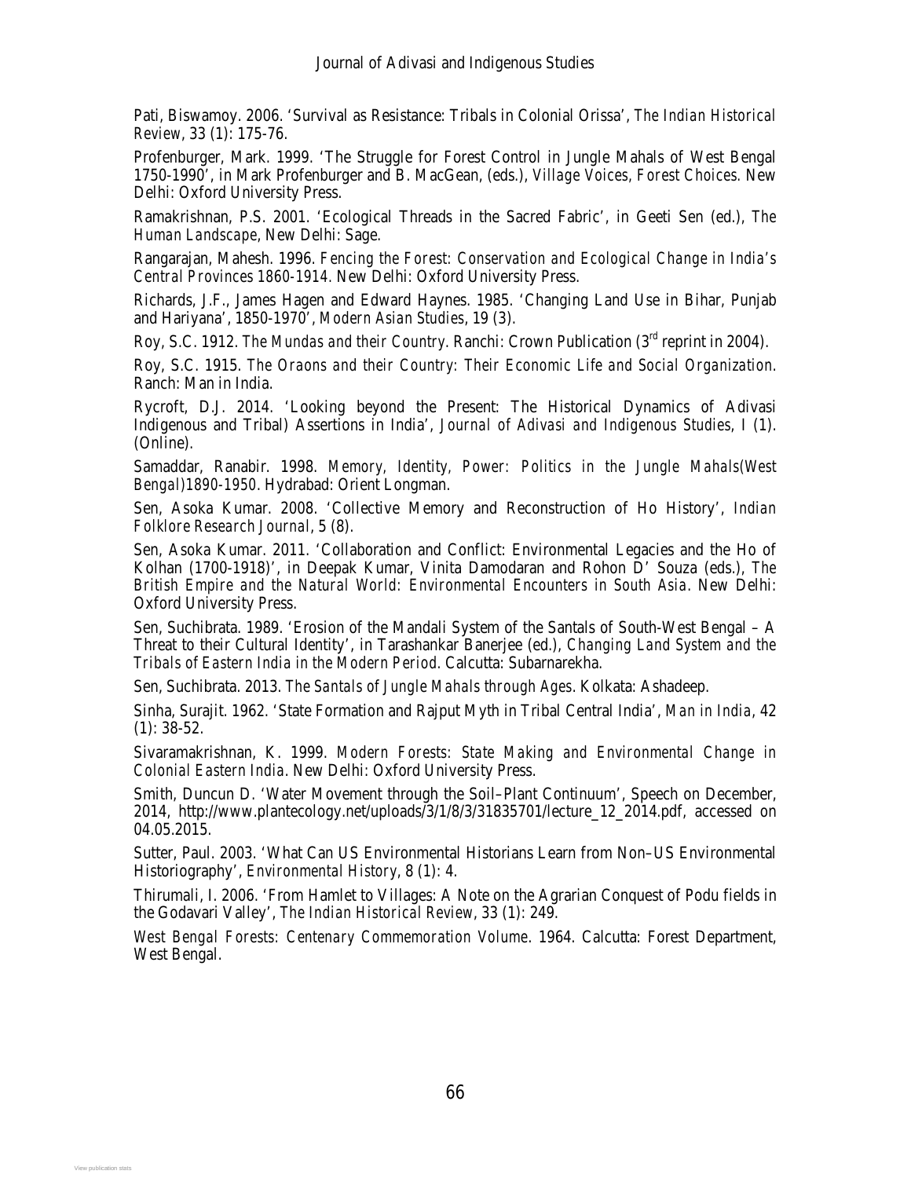Pati, Biswamoy. 2006. 'Survival as Resistance: Tribals in Colonial Orissa', *The Indian Historical Review*, 33 (1): 175-76.

Profenburger, Mark. 1999. 'The Struggle for Forest Control in Jungle Mahals of West Bengal 1750-1990', in Mark Profenburger and B. MacGean, (eds.), *Village Voices, Forest Choices*. New Delhi: Oxford University Press.

Ramakrishnan, P.S. 2001. 'Ecological Threads in the Sacred Fabric', in Geeti Sen (ed.), *The Human Landscape*, New Delhi: Sage.

Rangarajan, Mahesh. 1996. *Fencing the Forest: Conservation and Ecological Change in India's Central Provinces 1860-1914*. New Delhi: Oxford University Press.

Richards, J.F., James Hagen and Edward Haynes. 1985. 'Changing Land Use in Bihar, Punjab and Hariyana', 1850-1970', *Modern Asian Studies*, 19 (3).

Roy, S.C. 1912. *The Mundas and their Country*. Ranchi: Crown Publication (3rd reprint in 2004).

Roy, S.C. 1915. *The Oraons and their Country: Their Economic Life and Social Organization*. Ranch: Man in India.

Rycroft, D.J. 2014. 'Looking beyond the Present: The Historical Dynamics of Adivasi Indigenous and Tribal) Assertions in India', *Journal of Adivasi and Indigenous Studies*, I (1). (Online).

Samaddar, Ranabir. 1998. *Memory, Identity, Power: Politics in the Jungle Mahals(West Bengal)1890-1950*. Hydrabad: Orient Longman.

Sen, Asoka Kumar. 2008. 'Collective Memory and Reconstruction of Ho History', *Indian Folklore Research Journal*, 5 (8).

Sen, Asoka Kumar. 2011. 'Collaboration and Conflict: Environmental Legacies and the Ho of Kolhan (1700-1918)', in Deepak Kumar, Vinita Damodaran and Rohon D' Souza (eds.), *The British Empire and the Natural World: Environmental Encounters in South Asia*. New Delhi: Oxford University Press.

Sen, Suchibrata. 1989. 'Erosion of the Mandali System of the Santals of South-West Bengal – A Threat to their Cultural Identity', in Tarashankar Banerjee (ed.), *Changing Land System and the Tribals of Eastern India in the Modern Period*. Calcutta: Subarnarekha.

Sen, Suchibrata. 2013. *The Santals of Jungle Mahals through Ages*. Kolkata: Ashadeep.

Sinha, Surajit. 1962. 'State Formation and Rajput Myth in Tribal Central India', *Man in India*, 42 (1): 38-52.

Sivaramakrishnan, K. 1999. *Modern Forests: State Making and Environmental Change in Colonial Eastern India*. New Delhi: Oxford University Press.

Smith, Duncun D. 'Water Movement through the Soil–Plant Continuum', Speech on December, 2014, http://www.plantecology.net/uploads/3/1/8/3/31835701/lecture_12_2014.pdf, accessed on 04.05.2015.

Sutter, Paul. 2003. 'What Can US Environmental Historians Learn from Non–US Environmental Historiography', *Environmental History*, 8 (1): 4.

Thirumali, I. 2006. 'From Hamlet to Villages: A Note on the Agrarian Conquest of Podu fields in the Godavari Valley', *The Indian Historical Review*, 33 (1): 249.

*West Bengal Forests: Centenary Commemoration Volume*. 1964. Calcutta: Forest Department, West Bengal.